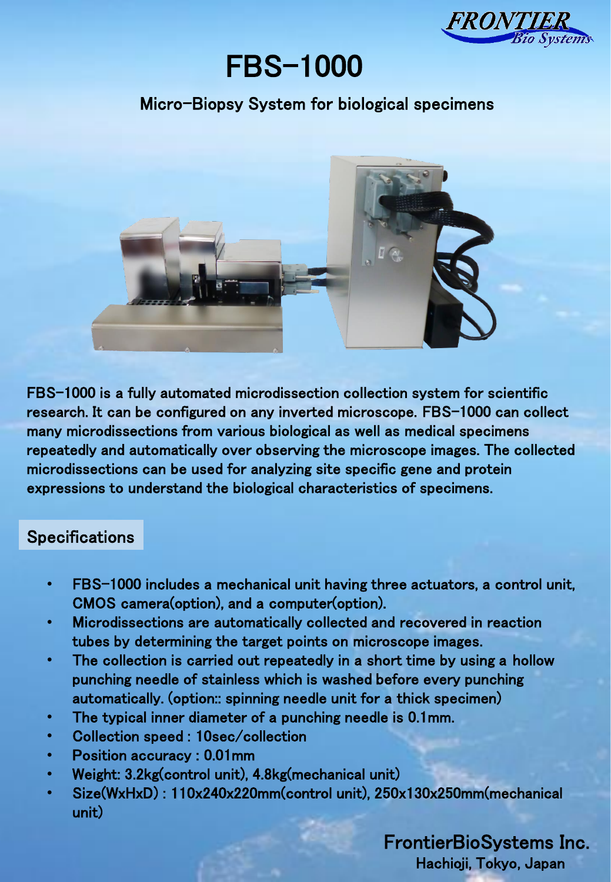# FBS-1000

## Micro-Biopsy System for biological specimens

FBS-1000 is a fully automated microdissection collection system for scientific research. It can be configured on any inverted microscope. FBS-1000 can collect many microdissections from various biological as well as medical specimens repeatedly and automatically over observing the microscope images. The collected microdissections can be used for analyzing site specific gene and protein expressions to understand the biological characteristics of specimens.

## Specifications

- FBS-1000 includes a mechanical unit having three actuators, a control unit, CMOS camera(option), and a computer(option).
- Microdissections are automatically collected and recovered in reaction tubes by determining the target points on microscope images.
- The collection is carried out repeatedly in a short time by using a hollow punching needle of stainless which is washed before every punching automatically. (option:: spinning needle unit for a thick specimen)
- The typical inner diameter of a punching needle is 0.1mm.
- Collection speed : 10sec/collection
- Position accuracy : 0.01mm
- Weight: 3.2kg(control unit), 4.8kg(mechanical unit)
- Size(WxHxD) : 110x240x220mm(control unit), 250x130x250mm(mechanical unit)

FrontierBioSystems Inc.
Hachioji, Tokyo, Japan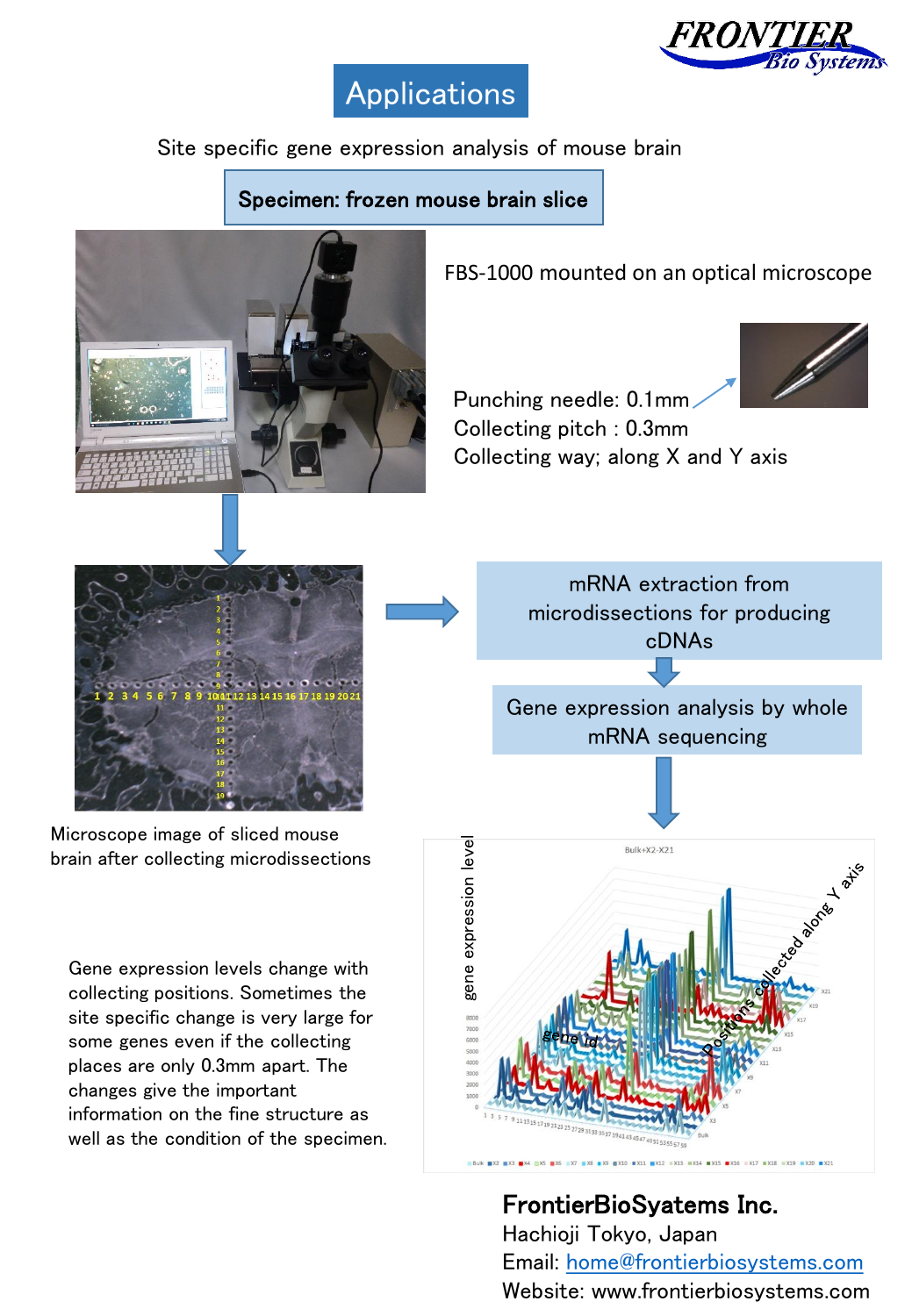FRONTIER Bio Systems

# Applications

Site specific gene expression analysis of mouse brain

**Specimen: frozen mouse brain slice**

FBS-1000 mounted on an optical microscope

Punching needle: 0.1mm
Collecting pitch : 0.3mm
Collecting way; along X and Y axis

mRNA extraction from microdissections for producing cDNAs

Gene expression analysis by whole mRNA sequencing

Microscope image of sliced mouse brain after collecting microdissections

Bulk+X2-X21

gene expression level

gene id

Positions collected along Y axis

Gene expression levels change with collecting positions. Sometimes the site specific change is very large for some genes even if the collecting places are only 0.3mm apart. The changes give the important information on the fine structure as well as the condition of the specimen.

**FrontierBioSyatems Inc.**
Hachioji Tokyo, Japan
Email: home@frontierbiosystems.com
Website: www.frontierbiosystems.com